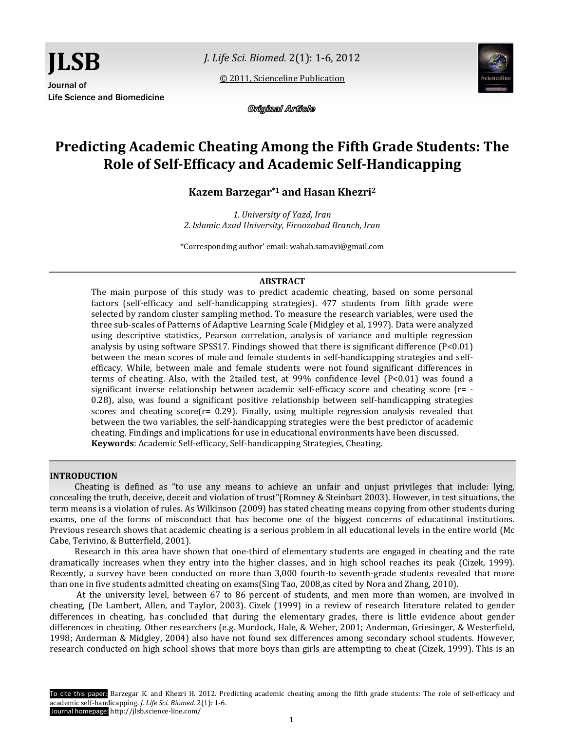Original Article

# Predicting Academic Cheating Among the Fifth Grade Students: The Role of Self-Efficacy and Academic Self-Handicapping

**Kazem Barzegar*[1] and Hasan Khezri[2]**

*1. University of Yazd, Iran*
*2. Islamic Azad University, Firoozabad Branch, Iran*

*Corresponding author' email: wahab.samavi@gmail.com

## ABSTRACT

The main purpose of this study was to predict academic cheating, based on some personal factors (self-efficacy and self-handicapping strategies). 477 students from fifth grade were selected by random cluster sampling method. To measure the research variables, were used the three sub-scales of Patterns of Adaptive Learning Scale (Midgley et al, 1997). Data were analyzed using descriptive statistics, Pearson correlation, analysis of variance and multiple regression analysis by using software SPSS17. Findings showed that there is significant difference ($P<0.01$) between the mean scores of male and female students in self-handicapping strategies and self-efficacy. While, between male and female students were not found significant differences in terms of cheating. Also, with the 2tailed test, at 99% confidence level ($P<0.01$) was found a significant inverse relationship between academic self-efficacy score and cheating score ($r= -0.28$), also, was found a significant positive relationship between self-handicapping strategies scores and cheating score($r= 0.29$). Finally, using multiple regression analysis revealed that between the two variables, the self-handicapping strategies were the best predictor of academic cheating. Findings and implications for use in educational environments have been discussed.

**Keywords**: Academic Self-efficacy, Self-handicapping Strategies, Cheating.

## INTRODUCTION

Cheating is defined as "to use any means to achieve an unfair and unjust privileges that include: lying, concealing the truth, deceive, deceit and violation of trust"(Romney & Steinbart 2003). However, in test situations, the term means is a violation of rules. As Wilkinson (2009) has stated cheating means copying from other students during exams, one of the forms of misconduct that has become one of the biggest concerns of educational institutions. Previous research shows that academic cheating is a serious problem in all educational levels in the entire world (Mc Cabe, Terivino, & Butterfield, 2001).

Research in this area have shown that one-third of elementary students are engaged in cheating and the rate dramatically increases when they entry into the higher classes, and in high school reaches its peak (Cizek, 1999). Recently, a survey have been conducted on more than 3,000 fourth-to seventh-grade students revealed that more than one in five students admitted cheating on exams(Sing Tao, 2008,as cited by Nora and Zhang, 2010).

At the university level, between 67 to 86 percent of students, and men more than women, are involved in cheating, (De Lambert, Allen, and Taylor, 2003). Cizek (1999) in a review of research literature related to gender differences in cheating, has concluded that during the elementary grades, there is little evidence about gender differences in cheating. Other researchers (e.g. Murdock, Hale, & Weber, 2001; Anderman, Griesinger, & Westerfield, 1998; Anderman & Midgley, 2004) also have not found sex differences among secondary school students. However, research conducted on high school shows that more boys than girls are attempting to cheat (Cizek, 1999). This is an

To cite this paper: Barzegar K. and Khezri H. 2012. Predicting academic cheating among the fifth grade students: The role of self-efficacy and academic self-handicapping. *J. Life Sci. Biomed.* 2(1): 1-6.
Journal homepage: http://jlsb.science-line.com/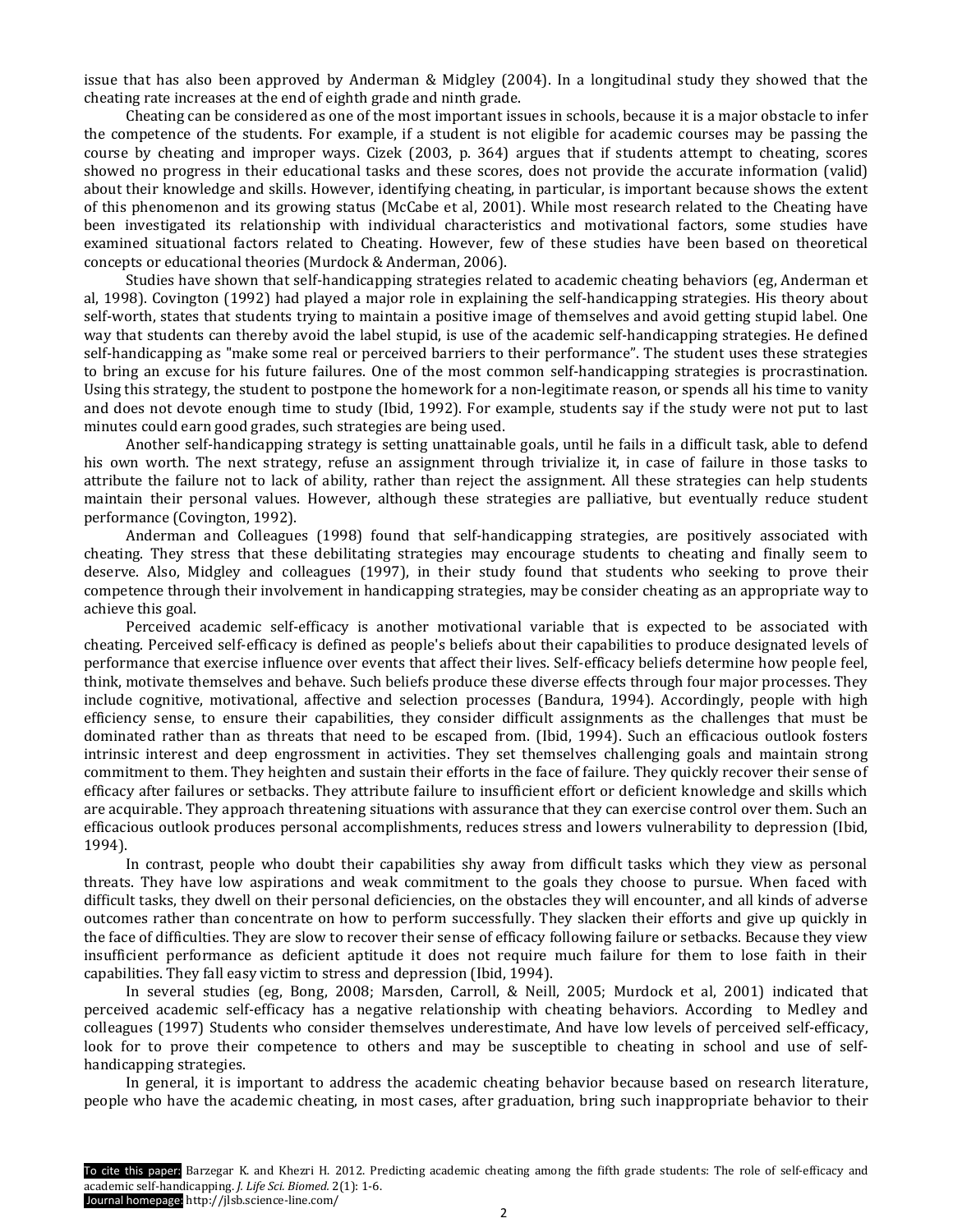issue that has also been approved by Anderman & Midgley (2004). In a longitudinal study they showed that the cheating rate increases at the end of eighth grade and ninth grade.

Cheating can be considered as one of the most important issues in schools, because it is a major obstacle to infer the competence of the students. For example, if a student is not eligible for academic courses may be passing the course by cheating and improper ways. Cizek (2003, p. 364) argues that if students attempt to cheating, scores showed no progress in their educational tasks and these scores, does not provide the accurate information (valid) about their knowledge and skills. However, identifying cheating, in particular, is important because shows the extent of this phenomenon and its growing status (McCabe et al, 2001). While most research related to the Cheating have been investigated its relationship with individual characteristics and motivational factors, some studies have examined situational factors related to Cheating. However, few of these studies have been based on theoretical concepts or educational theories (Murdock & Anderman, 2006).

Studies have shown that self-handicapping strategies related to academic cheating behaviors (eg, Anderman et al, 1998). Covington (1992) had played a major role in explaining the self-handicapping strategies. His theory about self-worth, states that students trying to maintain a positive image of themselves and avoid getting stupid label. One way that students can thereby avoid the label stupid, is use of the academic self-handicapping strategies. He defined self-handicapping as "make some real or perceived barriers to their performance". The student uses these strategies to bring an excuse for his future failures. One of the most common self-handicapping strategies is procrastination. Using this strategy, the student to postpone the homework for a non-legitimate reason, or spends all his time to vanity and does not devote enough time to study (Ibid, 1992). For example, students say if the study were not put to last minutes could earn good grades, such strategies are being used.

Another self-handicapping strategy is setting unattainable goals, until he fails in a difficult task, able to defend his own worth. The next strategy, refuse an assignment through trivialize it, in case of failure in those tasks to attribute the failure not to lack of ability, rather than reject the assignment. All these strategies can help students maintain their personal values. However, although these strategies are palliative, but eventually reduce student performance (Covington, 1992).

Anderman and Colleagues (1998) found that self-handicapping strategies, are positively associated with cheating. They stress that these debilitating strategies may encourage students to cheating and finally seem to deserve. Also, Midgley and colleagues (1997), in their study found that students who seeking to prove their competence through their involvement in handicapping strategies, may be consider cheating as an appropriate way to achieve this goal.

Perceived academic self-efficacy is another motivational variable that is expected to be associated with cheating. Perceived self-efficacy is defined as people's beliefs about their capabilities to produce designated levels of performance that exercise influence over events that affect their lives. Self-efficacy beliefs determine how people feel, think, motivate themselves and behave. Such beliefs produce these diverse effects through four major processes. They include cognitive, motivational, affective and selection processes (Bandura, 1994). Accordingly, people with high efficiency sense, to ensure their capabilities, they consider difficult assignments as the challenges that must be dominated rather than as threats that need to be escaped from. (Ibid, 1994). Such an efficacious outlook fosters intrinsic interest and deep engrossment in activities. They set themselves challenging goals and maintain strong commitment to them. They heighten and sustain their efforts in the face of failure. They quickly recover their sense of efficacy after failures or setbacks. They attribute failure to insufficient effort or deficient knowledge and skills which are acquirable. They approach threatening situations with assurance that they can exercise control over them. Such an efficacious outlook produces personal accomplishments, reduces stress and lowers vulnerability to depression (Ibid, 1994).

In contrast, people who doubt their capabilities shy away from difficult tasks which they view as personal threats. They have low aspirations and weak commitment to the goals they choose to pursue. When faced with difficult tasks, they dwell on their personal deficiencies, on the obstacles they will encounter, and all kinds of adverse outcomes rather than concentrate on how to perform successfully. They slacken their efforts and give up quickly in the face of difficulties. They are slow to recover their sense of efficacy following failure or setbacks. Because they view insufficient performance as deficient aptitude it does not require much failure for them to lose faith in their capabilities. They fall easy victim to stress and depression (Ibid, 1994).

In several studies (eg, Bong, 2008; Marsden, Carroll, & Neill, 2005; Murdock et al, 2001) indicated that perceived academic self-efficacy has a negative relationship with cheating behaviors. According to Medley and colleagues (1997) Students who consider themselves underestimate, And have low levels of perceived self-efficacy, look for to prove their competence to others and may be susceptible to cheating in school and use of self-handicapping strategies.

In general, it is important to address the academic cheating behavior because based on research literature, people who have the academic cheating, in most cases, after graduation, bring such inappropriate behavior to their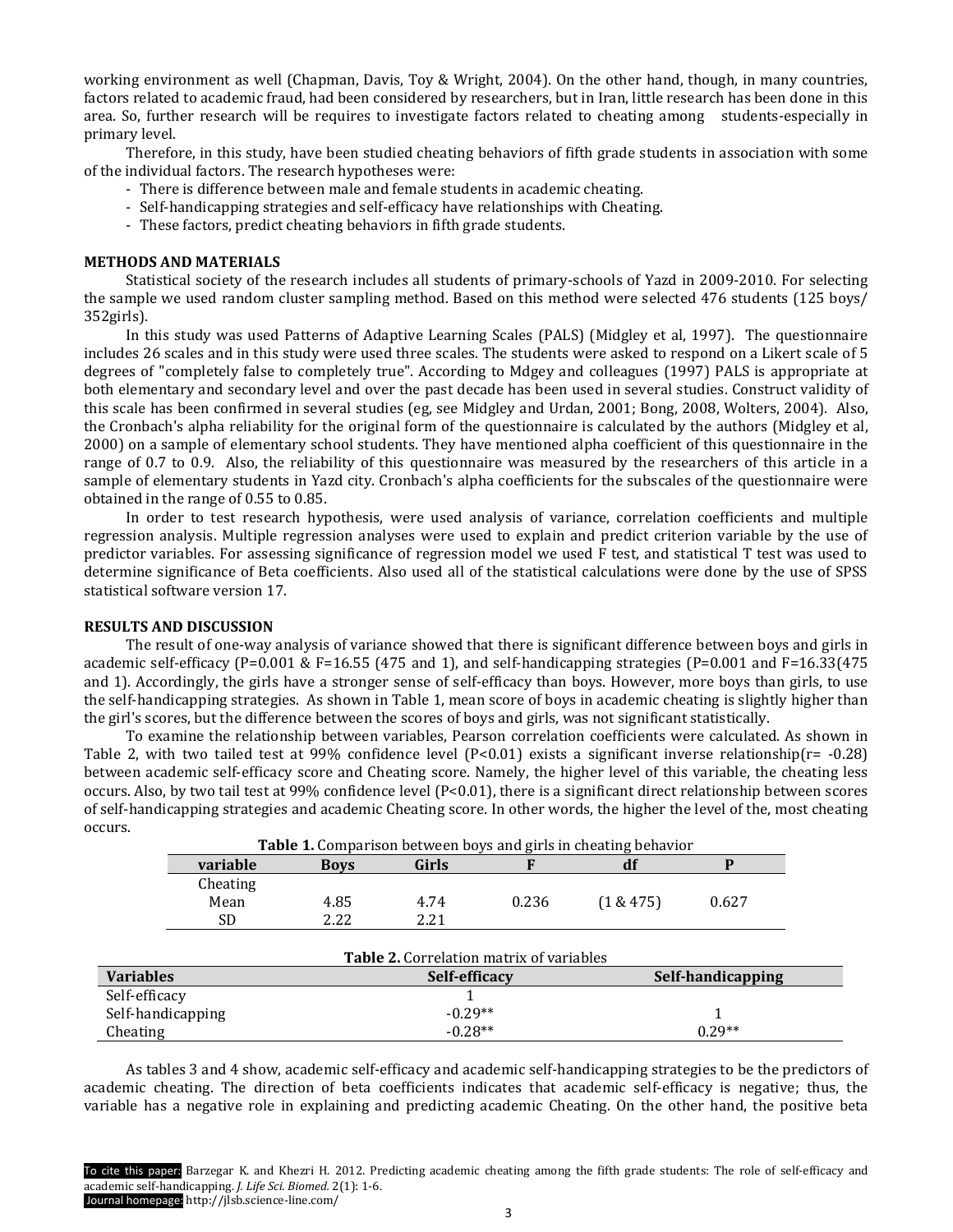working environment as well (Chapman, Davis, Toy & Wright, 2004). On the other hand, though, in many countries, factors related to academic fraud, had been considered by researchers, but in Iran, little research has been done in this area. So, further research will be requires to investigate factors related to cheating among students-especially in primary level.

Therefore, in this study, have been studied cheating behaviors of fifth grade students in association with some of the individual factors. The research hypotheses were:

- There is difference between male and female students in academic cheating.
- Self-handicapping strategies and self-efficacy have relationships with Cheating.
- These factors, predict cheating behaviors in fifth grade students.

## METHODS AND MATERIALS

Statistical society of the research includes all students of primary-schools of Yazd in 2009-2010. For selecting the sample we used random cluster sampling method. Based on this method were selected 476 students (125 boys/ 352girls).

In this study was used Patterns of Adaptive Learning Scales (PALS) (Midgley et al, 1997). The questionnaire includes 26 scales and in this study were used three scales. The students were asked to respond on a Likert scale of 5 degrees of "completely false to completely true". According to Mdgey and colleagues (1997) PALS is appropriate at both elementary and secondary level and over the past decade has been used in several studies. Construct validity of this scale has been confirmed in several studies (eg, see Midgley and Urdan, 2001; Bong, 2008, Wolters, 2004). Also, the Cronbach's alpha reliability for the original form of the questionnaire is calculated by the authors (Midgley et al, 2000) on a sample of elementary school students. They have mentioned alpha coefficient of this questionnaire in the range of 0.7 to 0.9. Also, the reliability of this questionnaire was measured by the researchers of this article in a sample of elementary students in Yazd city. Cronbach's alpha coefficients for the subscales of the questionnaire were obtained in the range of 0.55 to 0.85.

In order to test research hypothesis, were used analysis of variance, correlation coefficients and multiple regression analysis. Multiple regression analyses were used to explain and predict criterion variable by the use of predictor variables. For assessing significance of regression model we used F test, and statistical T test was used to determine significance of Beta coefficients. Also used all of the statistical calculations were done by the use of SPSS statistical software version 17.

## RESULTS AND DISCUSSION

The result of one-way analysis of variance showed that there is significant difference between boys and girls in academic self-efficacy (P=0.001 & F=16.55 (475 and 1), and self-handicapping strategies (P=0.001 and F=16.33(475 and 1). Accordingly, the girls have a stronger sense of self-efficacy than boys. However, more boys than girls, to use the self-handicapping strategies. As shown in Table 1, mean score of boys in academic cheating is slightly higher than the girl's scores, but the difference between the scores of boys and girls, was not significant statistically.

To examine the relationship between variables, Pearson correlation coefficients were calculated. As shown in Table 2, with two tailed test at 99% confidence level (P<0.01) exists a significant inverse relationship(r= -0.28) between academic self-efficacy score and Cheating score. Namely, the higher level of this variable, the cheating less occurs. Also, by two tail test at 99% confidence level (P<0.01), there is a significant direct relationship between scores of self-handicapping strategies and academic Cheating score. In other words, the higher the level of the, most cheating occurs.

**Table 1.** Comparison between boys and girls in cheating behavior

| variable | Boys | Girls | F | df | P |
|---|---|---|---|---|---|
| Cheating | | | | | |
| Mean | 4.85 | 4.74 | 0.236 | (1 & 475) | 0.627 |
| SD | 2.22 | 2.21 | | | |

**Table 2.** Correlation matrix of variables

| Variables | Self-efficacy | Self-handicapping |
|---|---|---|
| Self-efficacy | 1 | |
| Self-handicapping | -0.29** | 1 |
| Cheating | -0.28** | 0.29** |

As tables 3 and 4 show, academic self-efficacy and academic self-handicapping strategies to be the predictors of academic cheating. The direction of beta coefficients indicates that academic self-efficacy is negative; thus, the variable has a negative role in explaining and predicting academic Cheating. On the other hand, the positive beta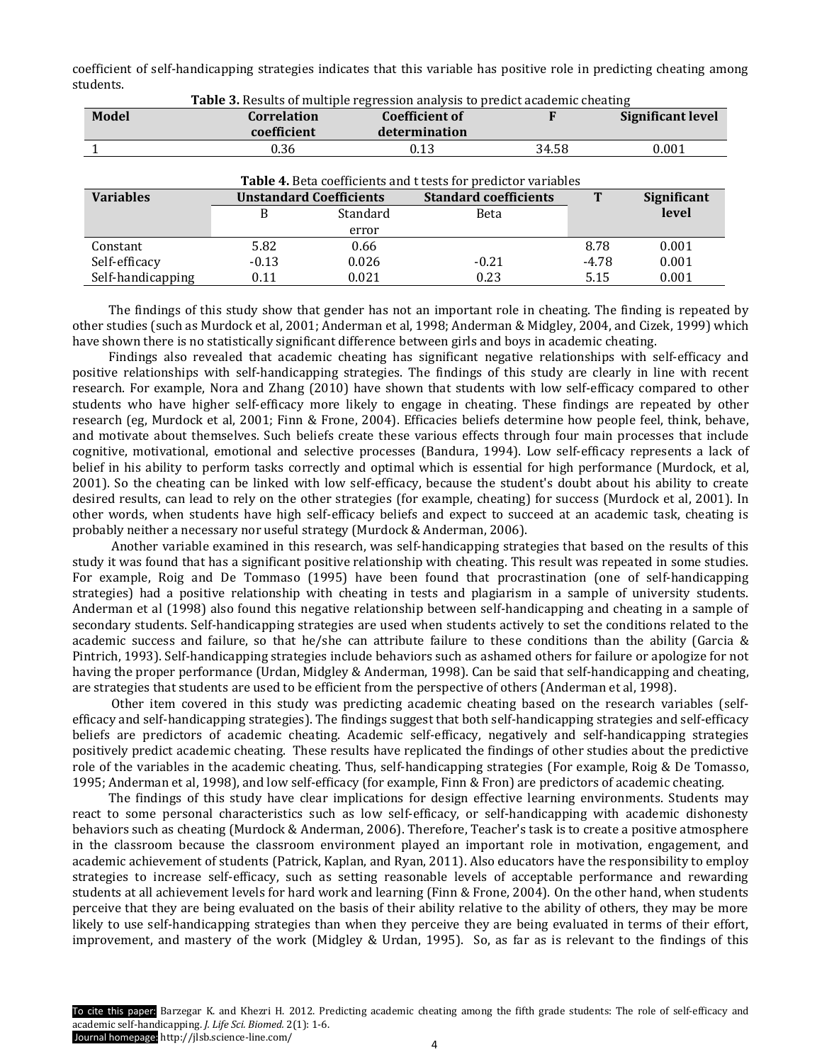coefficient of self-handicapping strategies indicates that this variable has positive role in predicting cheating among students.

**Table 3.** Results of multiple regression analysis to predict academic cheating

| Model | Correlation coefficient | Coefficient of determination | F | Significant level |
|---|---|---|---|---|
| 1 | 0.36 | 0.13 | 34.58 | 0.001 |

**Table 4.** Beta coefficients and t tests for predictor variables

| Variables | Unstandard Coefficients | | Standard coefficients | T | Significant level |
|---|---|---|---|---|---|
| | B | Standard error | Beta | | |
| Constant | 5.82 | 0.66 | | 8.78 | 0.001 |
| Self-efficacy | -0.13 | 0.026 | -0.21 | -4.78 | 0.001 |
| Self-handicapping | 0.11 | 0.021 | 0.23 | 5.15 | 0.001 |

The findings of this study show that gender has not an important role in cheating. The finding is repeated by other studies (such as Murdock et al, 2001; Anderman et al, 1998; Anderman & Midgley, 2004, and Cizek, 1999) which have shown there is no statistically significant difference between girls and boys in academic cheating.

Findings also revealed that academic cheating has significant negative relationships with self-efficacy and positive relationships with self-handicapping strategies. The findings of this study are clearly in line with recent research. For example, Nora and Zhang (2010) have shown that students with low self-efficacy compared to other students who have higher self-efficacy more likely to engage in cheating. These findings are repeated by other research (eg, Murdock et al, 2001; Finn & Frone, 2004). Efficacies beliefs determine how people feel, think, behave, and motivate about themselves. Such beliefs create these various effects through four main processes that include cognitive, motivational, emotional and selective processes (Bandura, 1994). Low self-efficacy represents a lack of belief in his ability to perform tasks correctly and optimal which is essential for high performance (Murdock, et al, 2001). So the cheating can be linked with low self-efficacy, because the student's doubt about his ability to create desired results, can lead to rely on the other strategies (for example, cheating) for success (Murdock et al, 2001). In other words, when students have high self-efficacy beliefs and expect to succeed at an academic task, cheating is probably neither a necessary nor useful strategy (Murdock & Anderman, 2006).

Another variable examined in this research, was self-handicapping strategies that based on the results of this study it was found that has a significant positive relationship with cheating. This result was repeated in some studies. For example, Roig and De Tommaso (1995) have been found that procrastination (one of self-handicapping strategies) had a positive relationship with cheating in tests and plagiarism in a sample of university students. Anderman et al (1998) also found this negative relationship between self-handicapping and cheating in a sample of secondary students. Self-handicapping strategies are used when students actively to set the conditions related to the academic success and failure, so that he/she can attribute failure to these conditions than the ability (Garcia & Pintrich, 1993). Self-handicapping strategies include behaviors such as ashamed others for failure or apologize for not having the proper performance (Urdan, Midgley & Anderman, 1998). Can be said that self-handicapping and cheating, are strategies that students are used to be efficient from the perspective of others (Anderman et al, 1998).

Other item covered in this study was predicting academic cheating based on the research variables (self-efficacy and self-handicapping strategies). The findings suggest that both self-handicapping strategies and self-efficacy beliefs are predictors of academic cheating. Academic self-efficacy, negatively and self-handicapping strategies positively predict academic cheating. These results have replicated the findings of other studies about the predictive role of the variables in the academic cheating. Thus, self-handicapping strategies (For example, Roig & De Tomasso, 1995; Anderman et al, 1998), and low self-efficacy (for example, Finn & Fron) are predictors of academic cheating.

The findings of this study have clear implications for design effective learning environments. Students may react to some personal characteristics such as low self-efficacy, or self-handicapping with academic dishonesty behaviors such as cheating (Murdock & Anderman, 2006). Therefore, Teacher's task is to create a positive atmosphere in the classroom because the classroom environment played an important role in motivation, engagement, and academic achievement of students (Patrick, Kaplan, and Ryan, 2011). Also educators have the responsibility to employ strategies to increase self-efficacy, such as setting reasonable levels of acceptable performance and rewarding students at all achievement levels for hard work and learning (Finn & Frone, 2004). On the other hand, when students perceive that they are being evaluated on the basis of their ability relative to the ability of others, they may be more likely to use self-handicapping strategies than when they perceive they are being evaluated in terms of their effort, improvement, and mastery of the work (Midgley & Urdan, 1995). So, as far as is relevant to the findings of this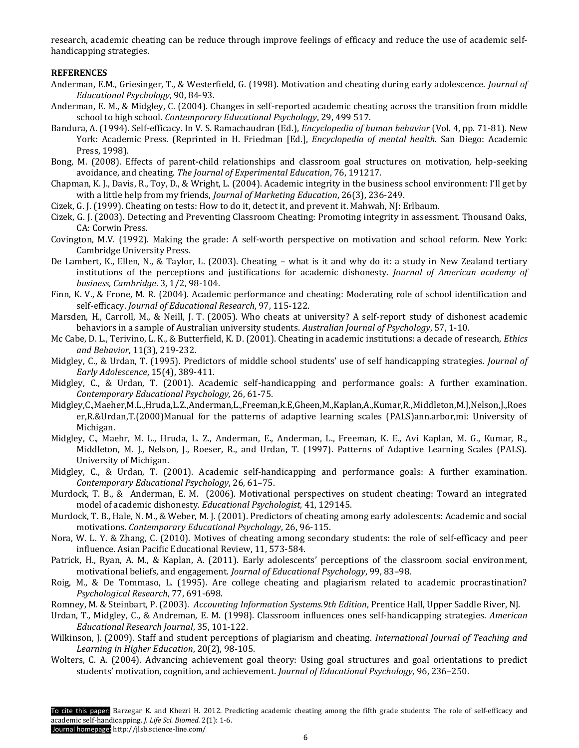research, academic cheating can be reduce through improve feelings of efficacy and reduce the use of academic self-handicapping strategies.

**REFERENCES**

Anderman, E.M., Griesinger, T., & Westerfield, G. (1998). Motivation and cheating during early adolescence. *Journal of Educational Psychology*, 90, 84-93.

Anderman, E. M., & Midgley, C. (2004). Changes in self-reported academic cheating across the transition from middle school to high school. *Contemporary Educational Psychology*, 29, 499 517.

Bandura, A. (1994). Self-efficacy. In V. S. Ramachaudran (Ed.), *Encyclopedia of human behavior* (Vol. 4, pp. 71-81). New York: Academic Press. (Reprinted in H. Friedman [Ed.], *Encyclopedia of mental health*. San Diego: Academic Press, 1998).

Bong, M. (2008). Effects of parent-child relationships and classroom goal structures on motivation, help-seeking avoidance, and cheating. *The Journal of Experimental Education*, 76, 191217.

Chapman, K. J., Davis, R., Toy, D., & Wright, L. (2004). Academic integrity in the business school environment: I'll get by with a little help from my friends, *Journal of Marketing Education*, 26(3), 236-249.

Cizek, G. J. (1999). Cheating on tests: How to do it, detect it, and prevent it. Mahwah, NJ: Erlbaum.

Cizek, G. J. (2003). Detecting and Preventing Classroom Cheating: Promoting integrity in assessment. Thousand Oaks, CA: Corwin Press.

Covington, M.V. (1992). Making the grade: A self-worth perspective on motivation and school reform. New York: Cambridge University Press.

De Lambert, K., Ellen, N., & Taylor, L. (2003). Cheating – what is it and why do it: a study in New Zealand tertiary institutions of the perceptions and justifications for academic dishonesty. *Journal of American academy of business, Cambridge*. 3, 1/2, 98-104.

Finn, K. V., & Frone, M. R. (2004). Academic performance and cheating: Moderating role of school identification and self-efficacy. *Journal of Educational Research*, 97, 115-122.

Marsden, H., Carroll, M., & Neill, J. T. (2005). Who cheats at university? A self-report study of dishonest academic behaviors in a sample of Australian university students. *Australian Journal of Psychology*, 57, 1-10.

Mc Cabe, D. L., Terivino, L. K., & Butterfield, K. D. (2001). Cheating in academic institutions: a decade of research, *Ethics and Behavior*, 11(3), 219-232.

Midgley, C., & Urdan, T. (1995). Predictors of middle school students' use of self handicapping strategies. *Journal of Early Adolescence*, 15(4), 389-411.

Midgley, C., & Urdan, T. (2001). Academic self-handicapping and performance goals: A further examination. *Contemporary Educational Psychology,* 26, 61-75.

Midgley,C.,Maeher,M.L.,Hruda,L.Z.,Anderman,L.,Freeman,k.E,Gheen,M.,Kaplan,A.,Kumar,R.,Middleton,M.J,Nelson,J.,Roeser,R.&Urdan,T.(2000)Manual for the patterns of adaptive learning scales (PALS)ann.arbor,mi: University of Michigan.

Midgley, C., Maehr, M. L., Hruda, L. Z., Anderman, E., Anderman, L., Freeman, K. E., Avi Kaplan, M. G., Kumar, R., Middleton, M. J., Nelson, J., Roeser, R., and Urdan, T. (1997). Patterns of Adaptive Learning Scales (PALS). University of Michigan.

Midgley, C., & Urdan, T. (2001). Academic self-handicapping and performance goals: A further examination. *Contemporary Educational Psychology*, 26, 61–75.

Murdock, T. B., & Anderman, E. M. (2006). Motivational perspectives on student cheating: Toward an integrated model of academic dishonesty. *Educational Psychologist,* 41, 129145.

Murdock, T. B., Hale, N. M., & Weber, M. J. (2001). Predictors of cheating among early adolescents: Academic and social motivations. *Contemporary Educational Psychology*, 26, 96-115.

Nora, W. L. Y. & Zhang, C. (2010). Motives of cheating among secondary students: the role of self-efficacy and peer influence. Asian Pacific Educational Review, 11, 573-584.

Patrick, H., Ryan, A. M., & Kaplan, A. (2011). Early adolescents' perceptions of the classroom social environment, motivational beliefs, and engagement. *Journal of Educational Psychology*, 99, 83–98.

Roig, M., & De Tommaso, L. (1995). Are college cheating and plagiarism related to academic procrastination? *Psychological Research*, 77, 691-698.

Romney, M. & Steinbart, P. (2003). *Accounting Information Systems.9th Edition*, Prentice Hall, Upper Saddle River, NJ.

Urdan, T., Midgley, C., & Andreman, E. M. (1998). Classroom influences ones self-handicapping strategies. *American Educational Research Journal*, 35, 101-122.

Wilkinson, J. (2009). Staff and student perceptions of plagiarism and cheating. *International Journal of Teaching and Learning in Higher Education*, 20(2), 98-105.

Wolters, C. A. (2004). Advancing achievement goal theory: Using goal structures and goal orientations to predict students' motivation, cognition, and achievement. *Journal of Educational Psychology*, 96, 236–250.